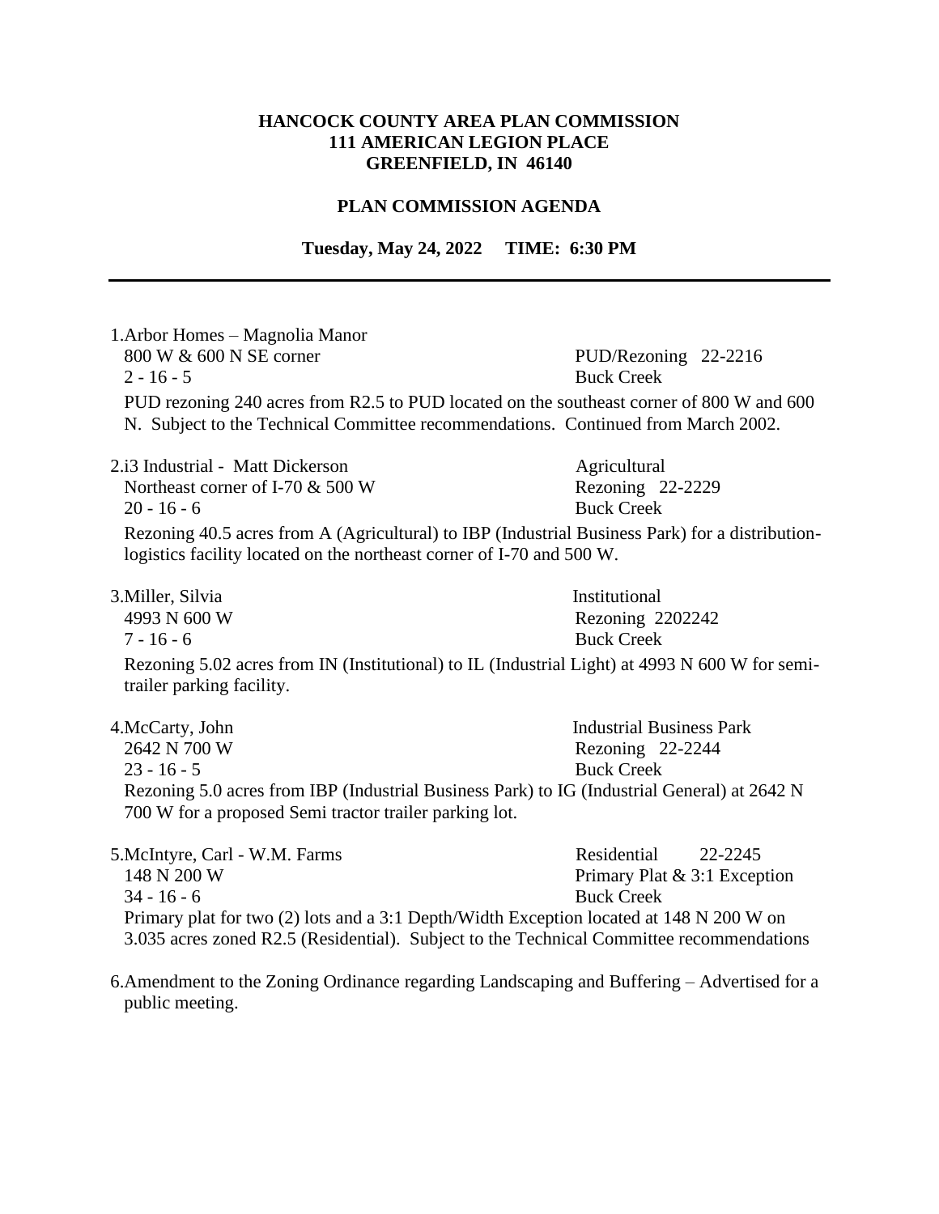**HANCOCK COUNTY AREA PLAN COMMISSION**
**111 AMERICAN LEGION PLACE**
**GREENFIELD, IN 46140**

**PLAN COMMISSION AGENDA**

**Tuesday, May 24, 2022 TIME: 6:30 PM**

---

1. Arbor Homes – Magnolia Manor
   800 W & 600 N SE corner — PUD/Rezoning 22-2216
   2 - 16 - 5 — Buck Creek

   PUD rezoning 240 acres from R2.5 to PUD located on the southeast corner of 800 W and 600 N. Subject to the Technical Committee recommendations. Continued from March 2002.

2. i3 Industrial - Matt Dickerson — Agricultural
   Northeast corner of I-70 & 500 W — Rezoning 22-2229
   20 - 16 - 6 — Buck Creek

   Rezoning 40.5 acres from A (Agricultural) to IBP (Industrial Business Park) for a distribution-logistics facility located on the northeast corner of I-70 and 500 W.

3. Miller, Silvia — Institutional
   4993 N 600 W — Rezoning 2202242
   7 - 16 - 6 — Buck Creek

   Rezoning 5.02 acres from IN (Institutional) to IL (Industrial Light) at 4993 N 600 W for semi-trailer parking facility.

4. McCarty, John — Industrial Business Park
   2642 N 700 W — Rezoning 22-2244
   23 - 16 - 5 — Buck Creek

   Rezoning 5.0 acres from IBP (Industrial Business Park) to IG (Industrial General) at 2642 N 700 W for a proposed Semi tractor trailer parking lot.

5. McIntyre, Carl - W.M. Farms — Residential 22-2245
   148 N 200 W — Primary Plat & 3:1 Exception
   34 - 16 - 6 — Buck Creek

   Primary plat for two (2) lots and a 3:1 Depth/Width Exception located at 148 N 200 W on 3.035 acres zoned R2.5 (Residential). Subject to the Technical Committee recommendations

6. Amendment to the Zoning Ordinance regarding Landscaping and Buffering – Advertised for a public meeting.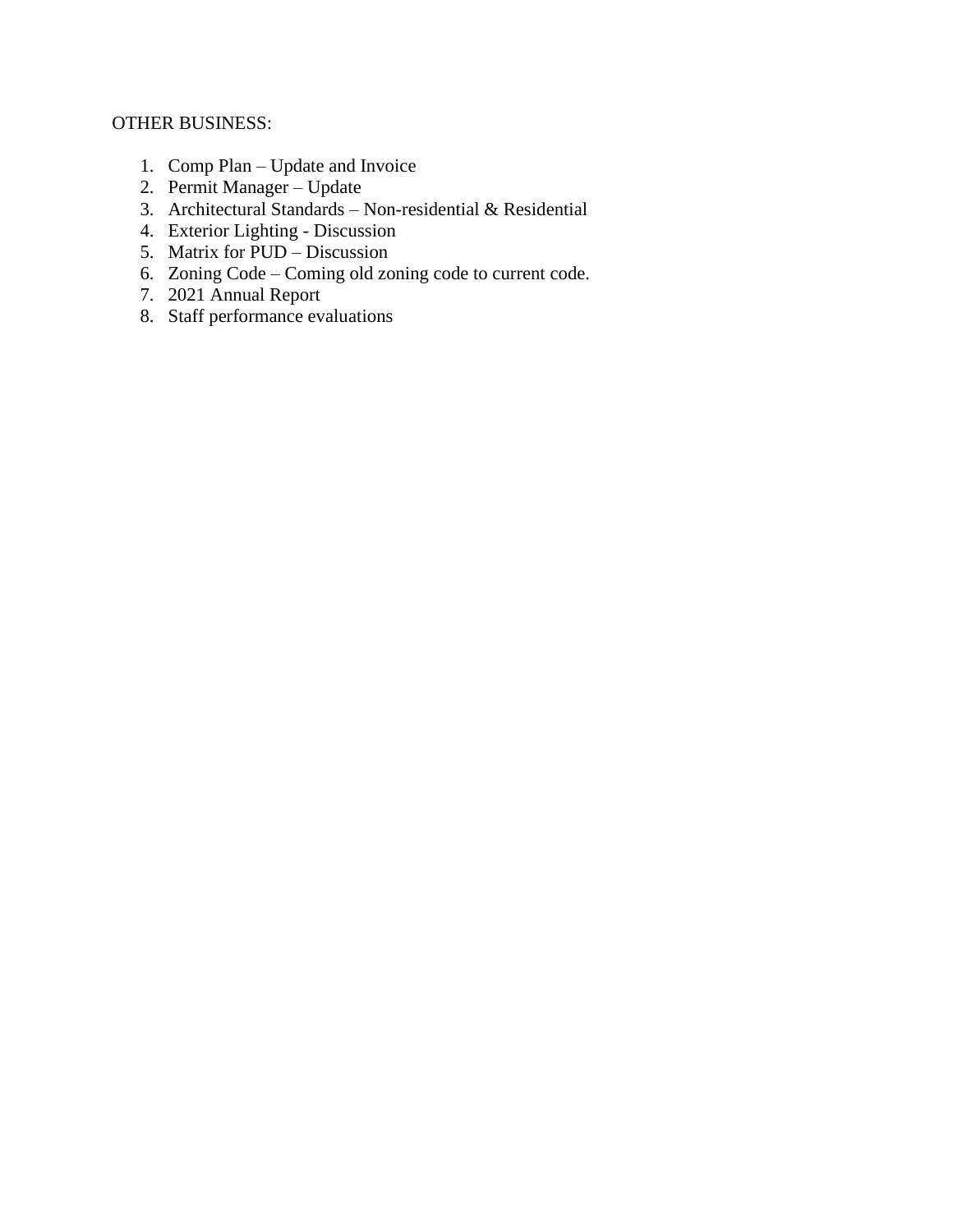OTHER BUSINESS:

1. Comp Plan – Update and Invoice
2. Permit Manager – Update
3. Architectural Standards – Non-residential & Residential
4. Exterior Lighting - Discussion
5. Matrix for PUD – Discussion
6. Zoning Code – Coming old zoning code to current code.
7. 2021 Annual Report
8. Staff performance evaluations